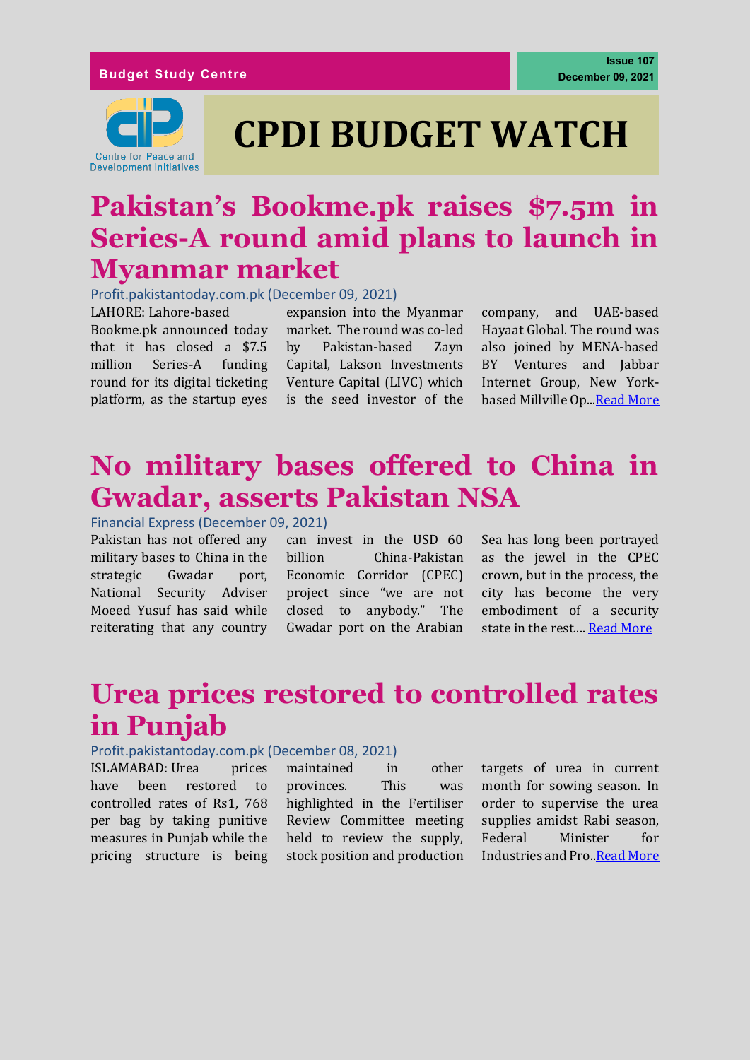Budget Study Centre

Issue 107
December 09, 2021

Centre for Peace and Development Initiatives

# CPDI BUDGET WATCH

## Pakistan's Bookme.pk raises $7.5m in Series-A round amid plans to launch in Myanmar market

Profit.pakistantoday.com.pk (December 09, 2021)

LAHORE: Lahore-based Bookme.pk announced today that it has closed a $7.5 million Series-A funding round for its digital ticketing platform, as the startup eyes expansion into the Myanmar market. The round was co-led by Pakistan-based Zayn Capital, Lakson Investments Venture Capital (LIVC) which is the seed investor of the company, and UAE-based Hayaat Global. The round was also joined by MENA-based BY Ventures and Jabbar Internet Group, New York-based Millville Op...Read More

## No military bases offered to China in Gwadar, asserts Pakistan NSA

Financial Express (December 09, 2021)

Pakistan has not offered any military bases to China in the strategic Gwadar port, National Security Adviser Moeed Yusuf has said while reiterating that any country can invest in the USD 60 billion China-Pakistan Economic Corridor (CPEC) project since "we are not closed to anybody." The Gwadar port on the Arabian Sea has long been portrayed as the jewel in the CPEC crown, but in the process, the city has become the very embodiment of a security state in the rest.... Read More

## Urea prices restored to controlled rates in Punjab

Profit.pakistantoday.com.pk (December 08, 2021)

ISLAMABAD: Urea prices have been restored to controlled rates of Rs1, 768 per bag by taking punitive measures in Punjab while the pricing structure is being maintained in other provinces. This was highlighted in the Fertiliser Review Committee meeting held to review the supply, stock position and production targets of urea in current month for sowing season. In order to supervise the urea supplies amidst Rabi season, Federal Minister for Industries and Pro..Read More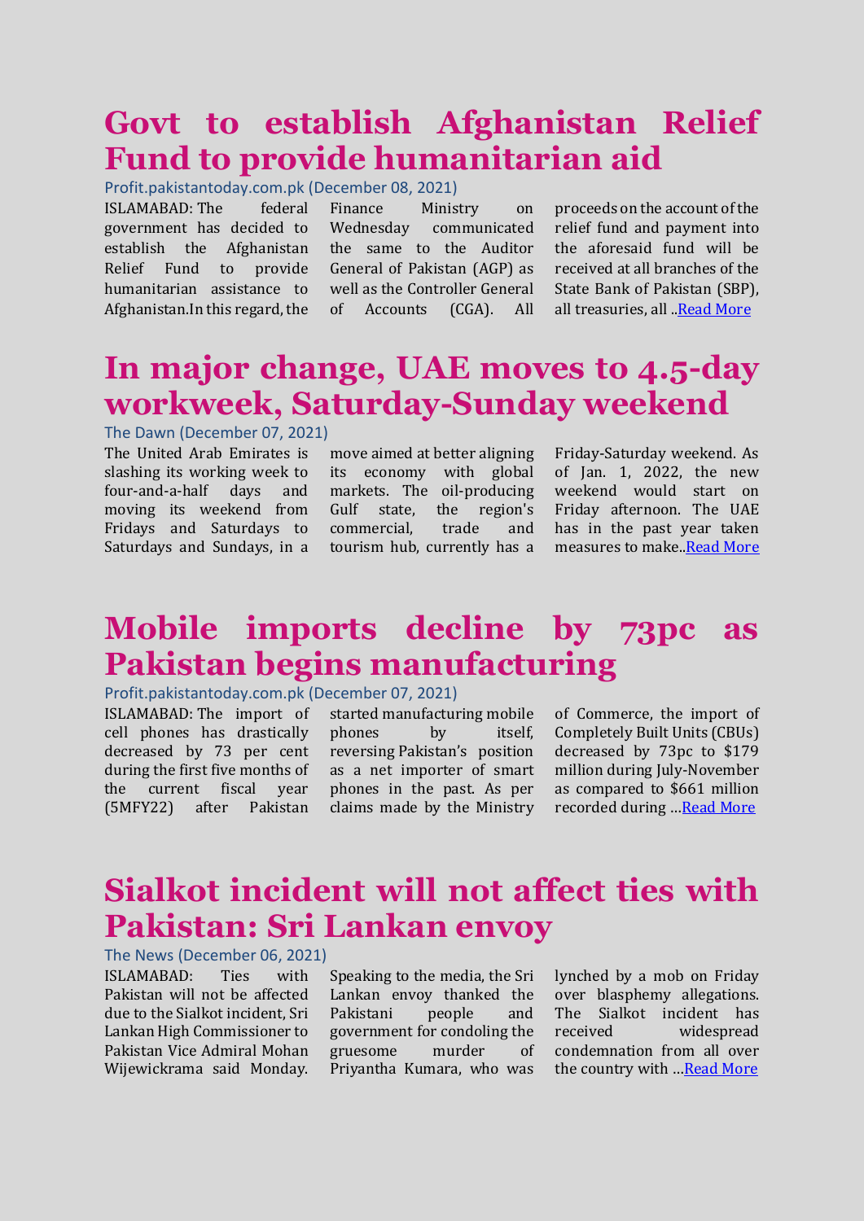# Govt to establish Afghanistan Relief Fund to provide humanitarian aid

Profit.pakistantoday.com.pk (December 08, 2021)

ISLAMABAD: The federal government has decided to establish the Afghanistan Relief Fund to provide humanitarian assistance to Afghanistan.In this regard, the Finance Ministry on Wednesday communicated the same to the Auditor General of Pakistan (AGP) as well as the Controller General of Accounts (CGA). All proceeds on the account of the relief fund and payment into the aforesaid fund will be received at all branches of the State Bank of Pakistan (SBP), all treasuries, all ..[Read More]()

# In major change, UAE moves to 4.5-day workweek, Saturday-Sunday weekend

The Dawn (December 07, 2021)

The United Arab Emirates is slashing its working week to four-and-a-half days and moving its weekend from Fridays and Saturdays to Saturdays and Sundays, in a move aimed at better aligning its economy with global markets. The oil-producing Gulf state, the region's commercial, trade and tourism hub, currently has a Friday-Saturday weekend. As of Jan. 1, 2022, the new weekend would start on Friday afternoon. The UAE has in the past year taken measures to make..[Read More]()

# Mobile imports decline by 73pc as Pakistan begins manufacturing

Profit.pakistantoday.com.pk (December 07, 2021)

ISLAMABAD: The import of cell phones has drastically decreased by 73 per cent during the first five months of the current fiscal year (5MFY22) after Pakistan started manufacturing mobile phones by itself, reversing Pakistan's position as a net importer of smart phones in the past. As per claims made by the Ministry of Commerce, the import of Completely Built Units (CBUs) decreased by 73pc to $179 million during July-November as compared to $661 million recorded during …[Read More]()

# Sialkot incident will not affect ties with Pakistan: Sri Lankan envoy

The News (December 06, 2021)

ISLAMABAD: Ties with Pakistan will not be affected due to the Sialkot incident, Sri Lankan High Commissioner to Pakistan Vice Admiral Mohan Wijewickrama said Monday. Speaking to the media, the Sri Lankan envoy thanked the Pakistani people and government for condoling the gruesome murder of Priyantha Kumara, who was lynched by a mob on Friday over blasphemy allegations. The Sialkot incident has received widespread condemnation from all over the country with …[Read More]()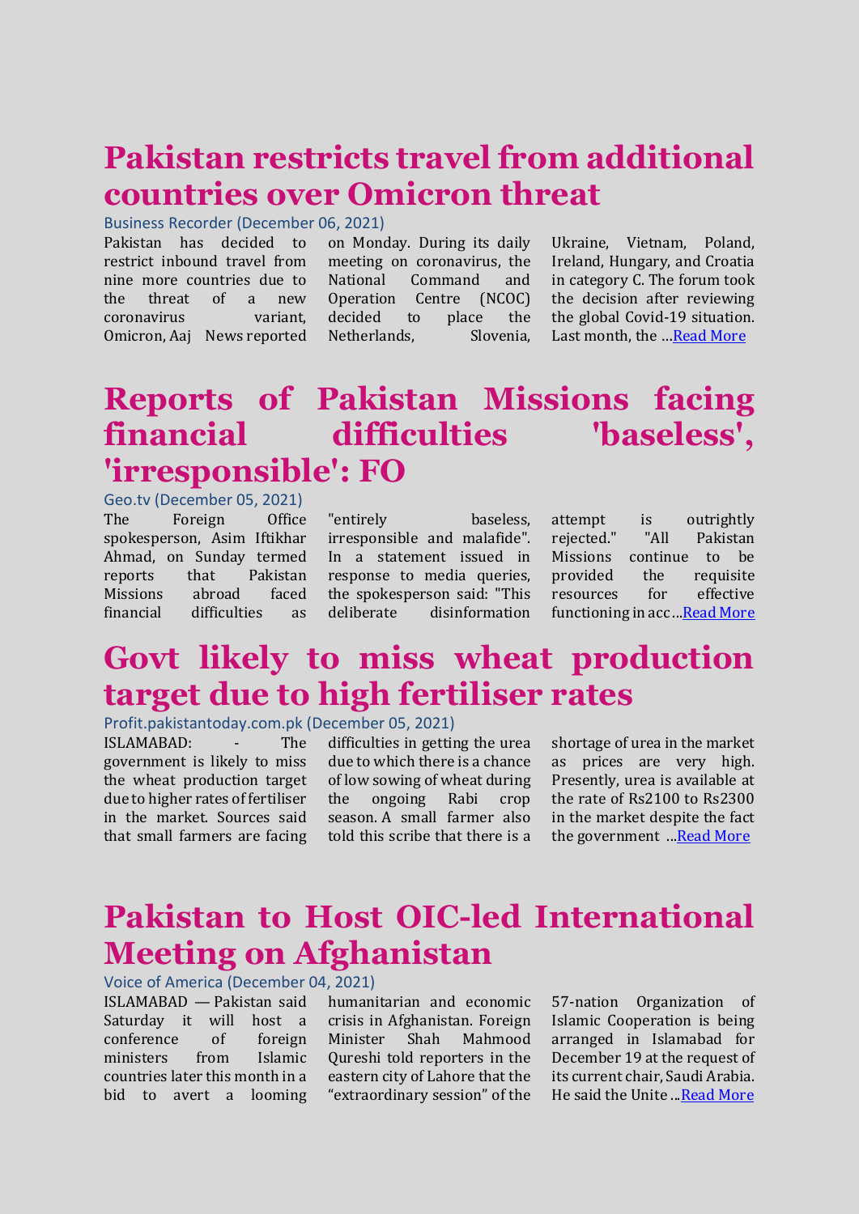# Pakistan restricts travel from additional countries over Omicron threat

Business Recorder (December 06, 2021)

Pakistan has decided to restrict inbound travel from nine more countries due to the threat of a new coronavirus variant, Omicron, Aaj News reported on Monday. During its daily meeting on coronavirus, the National Command and Operation Centre (NCOC) decided to place the Netherlands, Slovenia, Ukraine, Vietnam, Poland, Ireland, Hungary, and Croatia in category C. The forum took the decision after reviewing the global Covid-19 situation. Last month, the ...Read More

# Reports of Pakistan Missions facing financial difficulties 'baseless', 'irresponsible': FO

Geo.tv (December 05, 2021)

The Foreign Office spokesperson, Asim Iftikhar Ahmad, on Sunday termed reports that Pakistan Missions abroad faced financial difficulties as "entirely baseless, irresponsible and malafide". In a statement issued in response to media queries, the spokesperson said: "This deliberate disinformation attempt is outrightly rejected." "All Pakistan Missions continue to be provided the requisite resources for effective functioning in acc ...Read More

# Govt likely to miss wheat production target due to high fertiliser rates

Profit.pakistantoday.com.pk (December 05, 2021)

ISLAMABAD: - The government is likely to miss the wheat production target due to higher rates of fertiliser in the market. Sources said that small farmers are facing difficulties in getting the urea due to which there is a chance of low sowing of wheat during the ongoing Rabi crop season. A small farmer also told this scribe that there is a shortage of urea in the market as prices are very high. Presently, urea is available at the rate of Rs2100 to Rs2300 in the market despite the fact the government ...Read More

# Pakistan to Host OIC-led International Meeting on Afghanistan

Voice of America (December 04, 2021)

ISLAMABAD — Pakistan said Saturday it will host a conference of foreign ministers from Islamic countries later this month in a bid to avert a looming humanitarian and economic crisis in Afghanistan. Foreign Minister Shah Mahmood Qureshi told reporters in the eastern city of Lahore that the "extraordinary session" of the 57-nation Organization of Islamic Cooperation is being arranged in Islamabad for December 19 at the request of its current chair, Saudi Arabia. He said the Unite ...Read More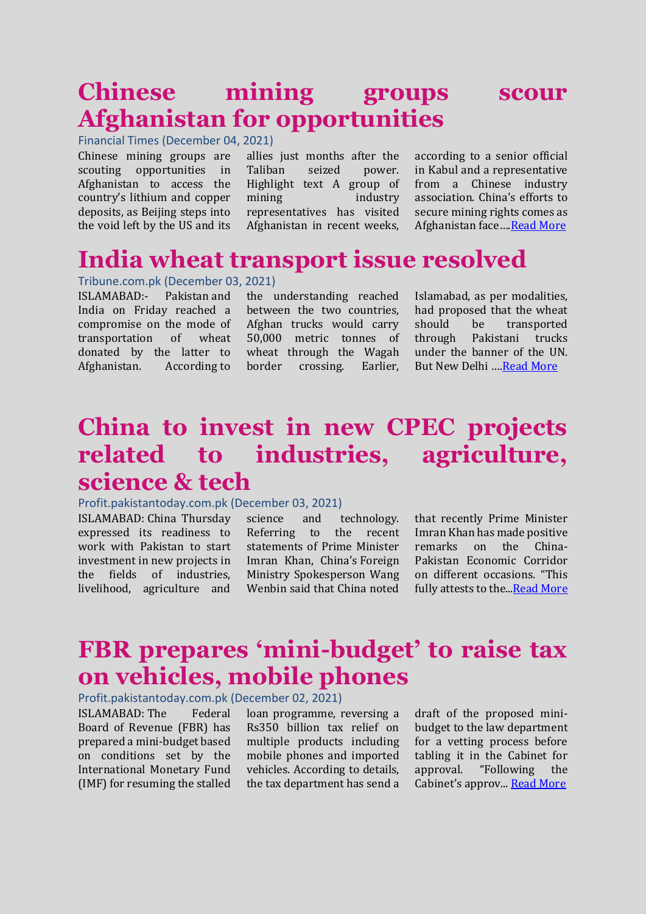# Chinese mining groups scour Afghanistan for opportunities

Financial Times (December 04, 2021)

Chinese mining groups are scouting opportunities in Afghanistan to access the country's lithium and copper deposits, as Beijing steps into the void left by the US and its allies just months after the Taliban seized power. Highlight text A group of mining industry representatives has visited Afghanistan in recent weeks, according to a senior official in Kabul and a representative from a Chinese industry association. China's efforts to secure mining rights comes as Afghanistan face….Read More

# India wheat transport issue resolved

Tribune.com.pk (December 03, 2021)

ISLAMABAD:- Pakistan and India on Friday reached a compromise on the mode of transportation of wheat donated by the latter to Afghanistan. According to the understanding reached between the two countries, Afghan trucks would carry 50,000 metric tonnes of wheat through the Wagah border crossing. Earlier, Islamabad, as per modalities, had proposed that the wheat should be transported through Pakistani trucks under the banner of the UN. But New Delhi ….Read More

# China to invest in new CPEC projects related to industries, agriculture, science & tech

Profit.pakistantoday.com.pk (December 03, 2021)

ISLAMABAD: China Thursday expressed its readiness to work with Pakistan to start investment in new projects in the fields of industries, livelihood, agriculture and science and technology. Referring to the recent statements of Prime Minister Imran Khan, China's Foreign Ministry Spokesperson Wang Wenbin said that China noted that recently Prime Minister Imran Khan has made positive remarks on the China-Pakistan Economic Corridor on different occasions. "This fully attests to the...Read More

# FBR prepares 'mini-budget' to raise tax on vehicles, mobile phones

Profit.pakistantoday.com.pk (December 02, 2021)

ISLAMABAD: The Federal Board of Revenue (FBR) has prepared a mini-budget based on conditions set by the International Monetary Fund (IMF) for resuming the stalled loan programme, reversing a Rs350 billion tax relief on multiple products including mobile phones and imported vehicles. According to details, the tax department has send a draft of the proposed mini-budget to the law department for a vetting process before tabling it in the Cabinet for approval. "Following the Cabinet's approv... Read More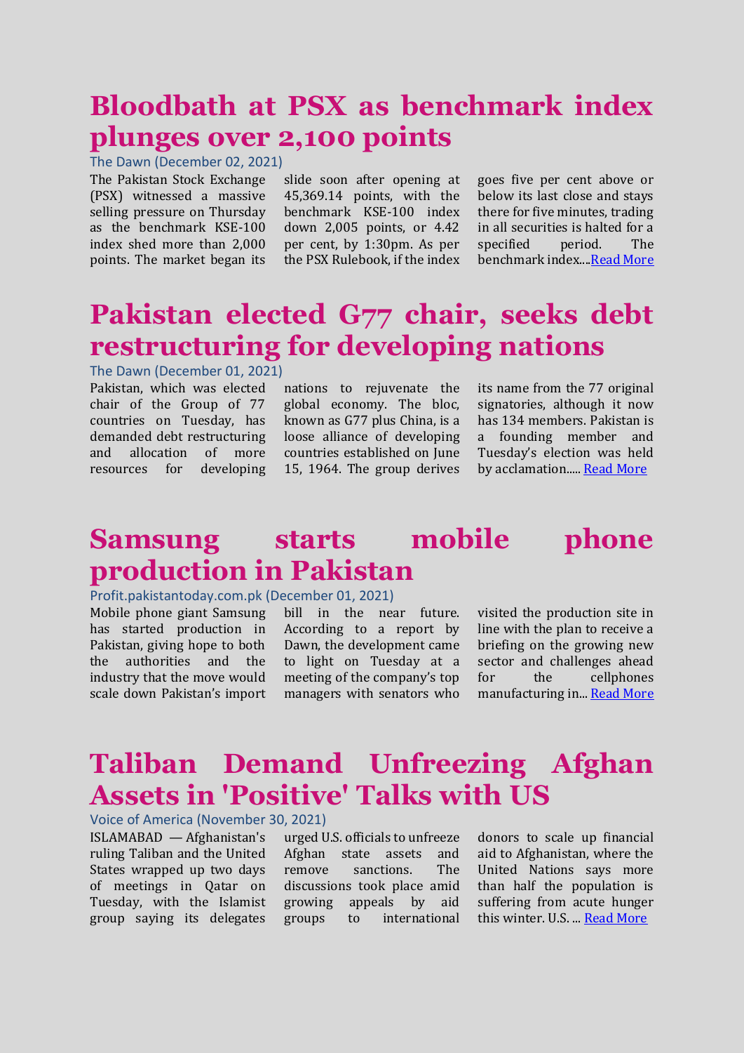# Bloodbath at PSX as benchmark index plunges over 2,100 points

The Dawn (December 02, 2021)

The Pakistan Stock Exchange (PSX) witnessed a massive selling pressure on Thursday as the benchmark KSE-100 index shed more than 2,000 points. The market began its slide soon after opening at 45,369.14 points, with the benchmark KSE-100 index down 2,005 points, or 4.42 per cent, by 1:30pm. As per the PSX Rulebook, if the index goes five per cent above or below its last close and stays there for five minutes, trading in all securities is halted for a specified period. The benchmark index....[Read More]

# Pakistan elected G77 chair, seeks debt restructuring for developing nations

The Dawn (December 01, 2021)

Pakistan, which was elected chair of the Group of 77 countries on Tuesday, has demanded debt restructuring and allocation of more resources for developing nations to rejuvenate the global economy. The bloc, known as G77 plus China, is a loose alliance of developing countries established on June 15, 1964. The group derives its name from the 77 original signatories, although it now has 134 members. Pakistan is a founding member and Tuesday's election was held by acclamation..... [Read More]

# Samsung starts mobile phone production in Pakistan

Profit.pakistantoday.com.pk (December 01, 2021)

Mobile phone giant Samsung has started production in Pakistan, giving hope to both the authorities and the industry that the move would scale down Pakistan's import bill in the near future. According to a report by Dawn, the development came to light on Tuesday at a meeting of the company's top managers with senators who visited the production site in line with the plan to receive a briefing on the growing new sector and challenges ahead for the cellphones manufacturing in... [Read More]

# Taliban Demand Unfreezing Afghan Assets in 'Positive' Talks with US

Voice of America (November 30, 2021)

ISLAMABAD — Afghanistan's ruling Taliban and the United States wrapped up two days of meetings in Qatar on Tuesday, with the Islamist group saying its delegates urged U.S. officials to unfreeze Afghan state assets and remove sanctions. The discussions took place amid growing appeals by aid groups to international donors to scale up financial aid to Afghanistan, where the United Nations says more than half the population is suffering from acute hunger this winter. U.S. ... [Read More]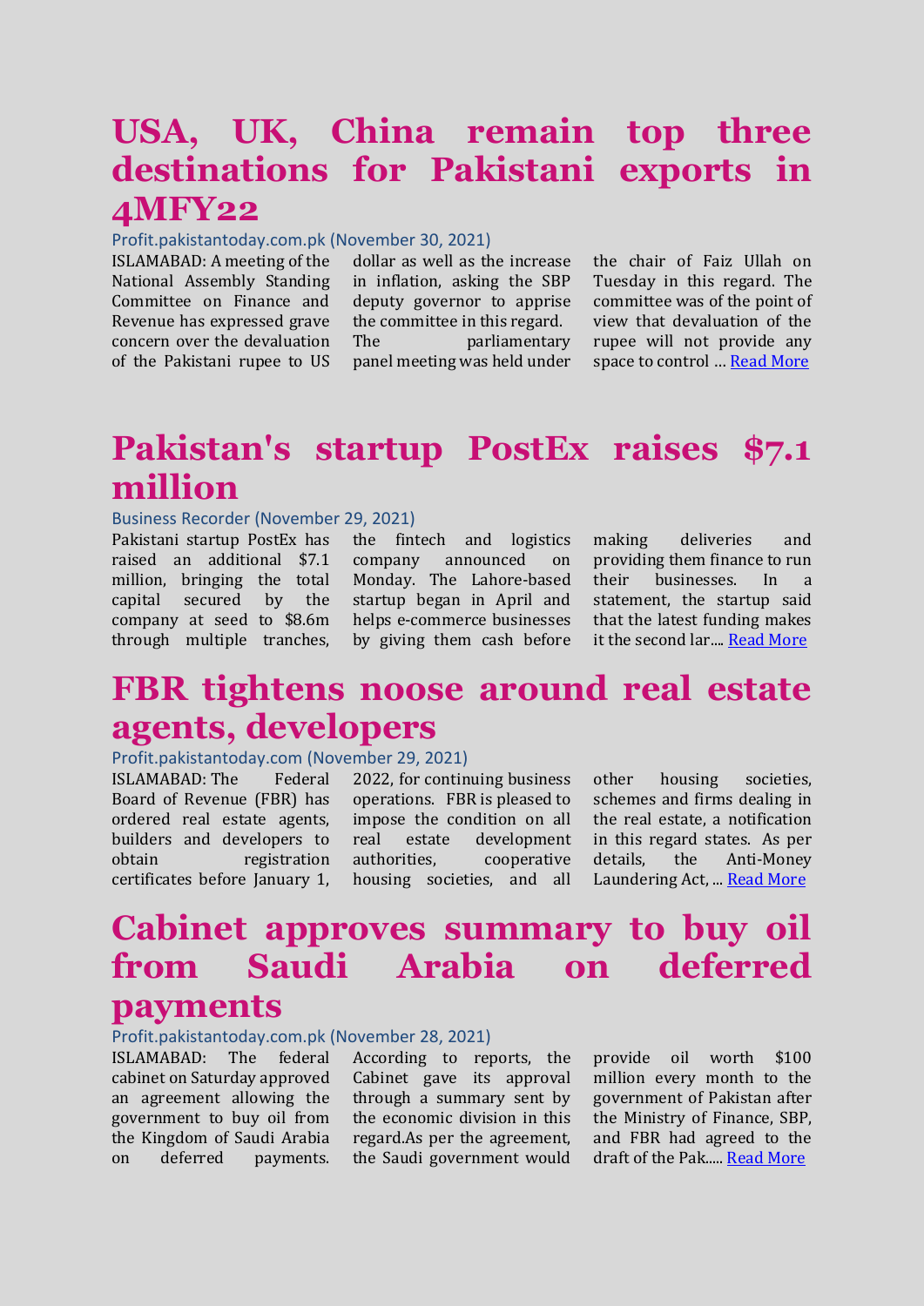# USA, UK, China remain top three destinations for Pakistani exports in 4MFY22

Profit.pakistantoday.com.pk (November 30, 2021)

ISLAMABAD: A meeting of the National Assembly Standing Committee on Finance and Revenue has expressed grave concern over the devaluation of the Pakistani rupee to US dollar as well as the increase in inflation, asking the SBP deputy governor to apprise the committee in this regard. The parliamentary panel meeting was held under the chair of Faiz Ullah on Tuesday in this regard. The committee was of the point of view that devaluation of the rupee will not provide any space to control … Read More

# Pakistan's startup PostEx raises $7.1 million

Business Recorder (November 29, 2021)

Pakistani startup PostEx has raised an additional $7.1 million, bringing the total capital secured by the company at seed to $8.6m through multiple tranches, the fintech and logistics company announced on Monday. The Lahore-based startup began in April and helps e-commerce businesses by giving them cash before making deliveries and providing them finance to run their businesses. In a statement, the startup said that the latest funding makes it the second lar.... Read More

# FBR tightens noose around real estate agents, developers

Profit.pakistantoday.com (November 29, 2021)

ISLAMABAD: The Federal Board of Revenue (FBR) has ordered real estate agents, builders and developers to obtain registration certificates before January 1, 2022, for continuing business operations. FBR is pleased to impose the condition on all real estate development authorities, cooperative housing societies, and all other housing societies, schemes and firms dealing in the real estate, a notification in this regard states. As per details, the Anti-Money Laundering Act, ... Read More

# Cabinet approves summary to buy oil from Saudi Arabia on deferred payments

Profit.pakistantoday.com.pk (November 28, 2021)

ISLAMABAD: The federal cabinet on Saturday approved an agreement allowing the government to buy oil from the Kingdom of Saudi Arabia on deferred payments. According to reports, the Cabinet gave its approval through a summary sent by the economic division in this regard.As per the agreement, the Saudi government would provide oil worth $100 million every month to the government of Pakistan after the Ministry of Finance, SBP, and FBR had agreed to the draft of the Pak..... Read More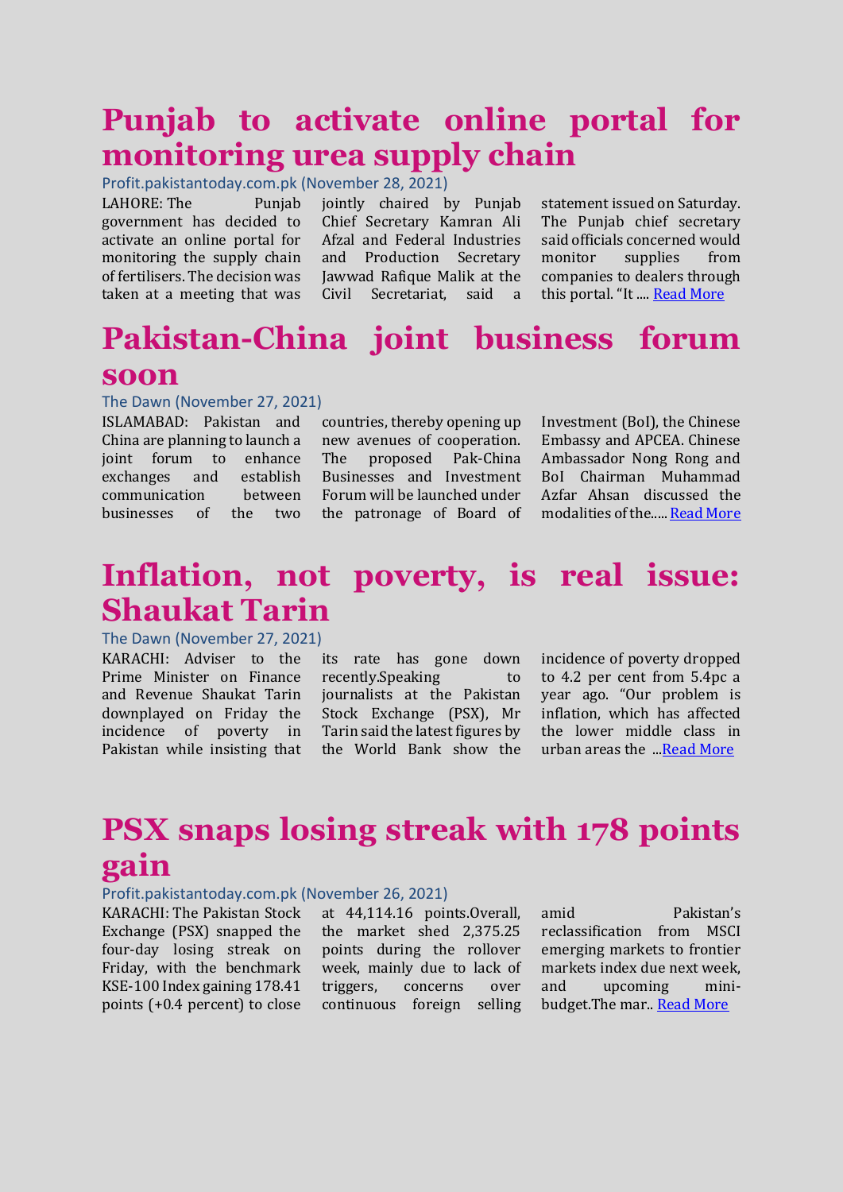# Punjab to activate online portal for monitoring urea supply chain

Profit.pakistantoday.com.pk (November 28, 2021)

LAHORE: The Punjab government has decided to activate an online portal for monitoring the supply chain of fertilisers. The decision was taken at a meeting that was jointly chaired by Punjab Chief Secretary Kamran Ali Afzal and Federal Industries and Production Secretary Jawwad Rafique Malik at the Civil Secretariat, said a statement issued on Saturday. The Punjab chief secretary said officials concerned would monitor supplies from companies to dealers through this portal. "It .... [Read More]

# Pakistan-China joint business forum soon

The Dawn (November 27, 2021)

ISLAMABAD: Pakistan and China are planning to launch a joint forum to enhance exchanges and establish communication between businesses of the two countries, thereby opening up new avenues of cooperation. The proposed Pak-China Businesses and Investment Forum will be launched under the patronage of Board of Investment (BoI), the Chinese Embassy and APCEA. Chinese Ambassador Nong Rong and BoI Chairman Muhammad Azfar Ahsan discussed the modalities of the..... [Read More]

# Inflation, not poverty, is real issue: Shaukat Tarin

The Dawn (November 27, 2021)

KARACHI: Adviser to the Prime Minister on Finance and Revenue Shaukat Tarin downplayed on Friday the incidence of poverty in Pakistan while insisting that its rate has gone down recently.Speaking to journalists at the Pakistan Stock Exchange (PSX), Mr Tarin said the latest figures by the World Bank show the incidence of poverty dropped to 4.2 per cent from 5.4pc a year ago. "Our problem is inflation, which has affected the lower middle class in urban areas the ...[Read More]

# PSX snaps losing streak with 178 points gain

Profit.pakistantoday.com.pk (November 26, 2021)

KARACHI: The Pakistan Stock Exchange (PSX) snapped the four-day losing streak on Friday, with the benchmark KSE-100 Index gaining 178.41 points (+0.4 percent) to close at 44,114.16 points.Overall, the market shed 2,375.25 points during the rollover week, mainly due to lack of triggers, concerns over continuous foreign selling amid Pakistan's reclassification from MSCI emerging markets to frontier markets index due next week, and upcoming mini-budget.The mar.. [Read More]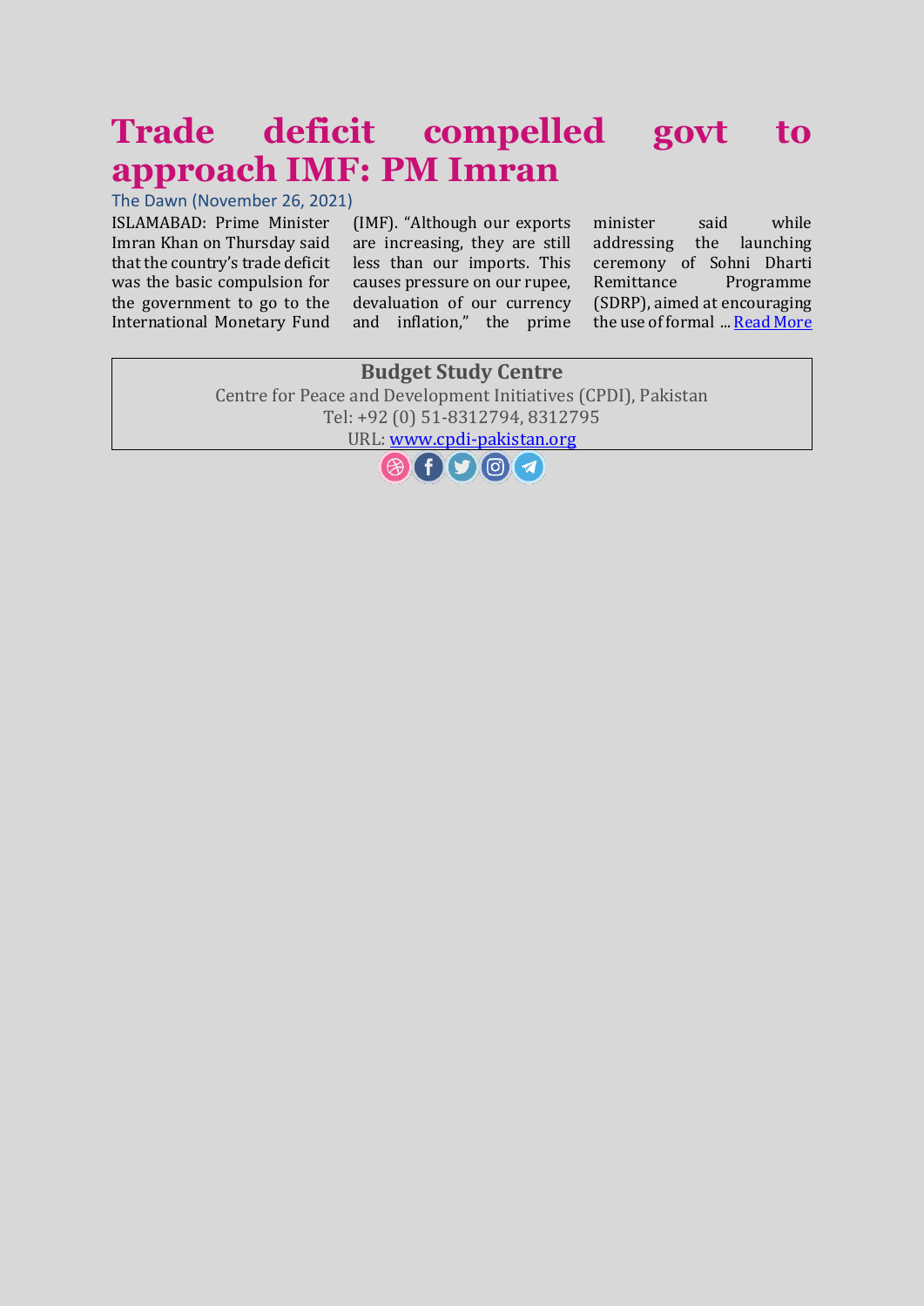# Trade deficit compelled govt to approach IMF: PM Imran

The Dawn (November 26, 2021)

ISLAMABAD: Prime Minister Imran Khan on Thursday said that the country's trade deficit was the basic compulsion for the government to go to the International Monetary Fund (IMF). "Although our exports are increasing, they are still less than our imports. This causes pressure on our rupee, devaluation of our currency and inflation," the prime minister said while addressing the launching ceremony of Sohni Dharti Remittance Programme (SDRP), aimed at encouraging the use of formal ... Read More

**Budget Study Centre**

Centre for Peace and Development Initiatives (CPDI), Pakistan

Tel: +92 (0) 51-8312794, 8312795

URL: www.cpdi-pakistan.org